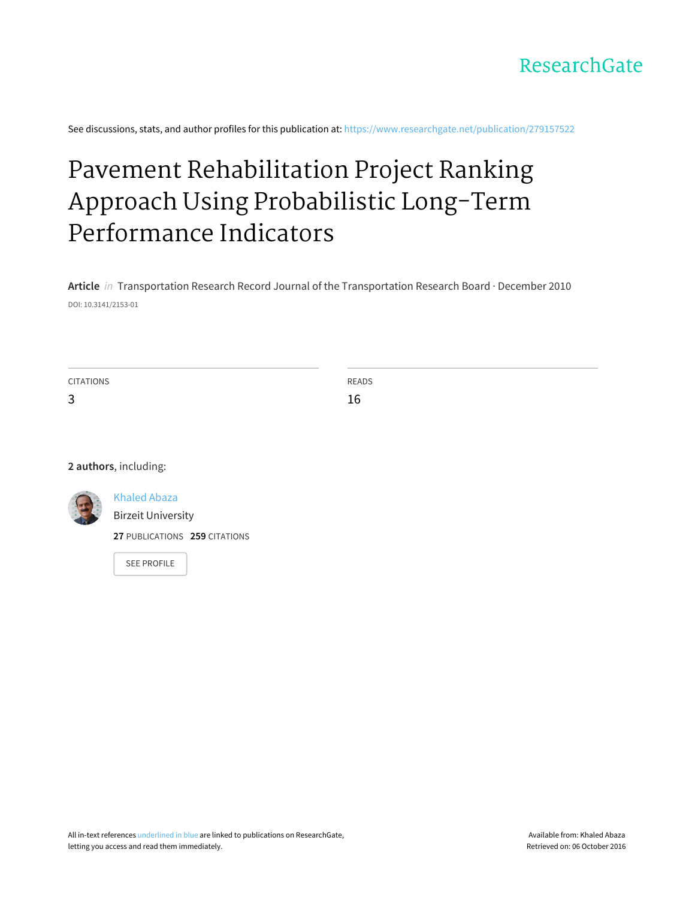ResearchGate

See discussions, stats, and author profiles for this publication at: https://www.researchgate.net/publication/279157522

# Pavement Rehabilitation Project Ranking Approach Using Probabilistic Long-Term Performance Indicators

**Article** *in* Transportation Research Record Journal of the Transportation Research Board · December 2010

DOI: 10.3141/2153-01

| CITATIONS | READS |
| --- | --- |
| 3 | 16 |

**2 authors**, including:

Khaled Abaza
Birzeit University
**27** PUBLICATIONS **259** CITATIONS

SEE PROFILE

All in-text references underlined in blue are linked to publications on ResearchGate, letting you access and read them immediately.

Available from: Khaled Abaza
Retrieved on: 06 October 2016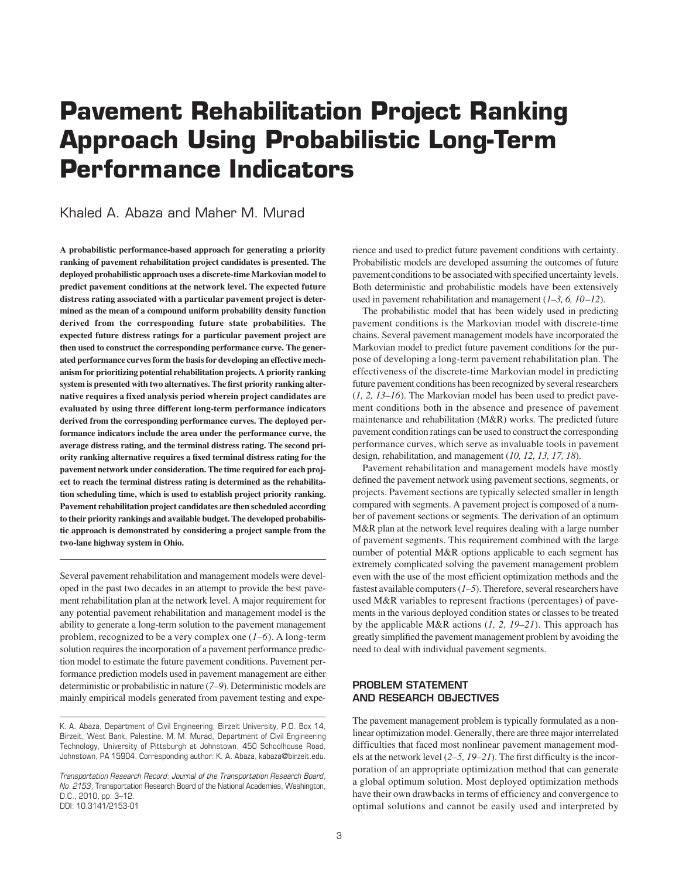# Pavement Rehabilitation Project Ranking Approach Using Probabilistic Long-Term Performance Indicators

Khaled A. Abaza and Maher M. Murad

**A probabilistic performance-based approach for generating a priority ranking of pavement rehabilitation project candidates is presented. The deployed probabilistic approach uses a discrete-time Markovian model to predict pavement conditions at the network level. The expected future distress rating associated with a particular pavement project is determined as the mean of a compound uniform probability density function derived from the corresponding future state probabilities. The expected future distress ratings for a particular pavement project are then used to construct the corresponding performance curve. The generated performance curves form the basis for developing an effective mechanism for prioritizing potential rehabilitation projects. A priority ranking system is presented with two alternatives. The first priority ranking alternative requires a fixed analysis period wherein project candidates are evaluated by using three different long-term performance indicators derived from the corresponding performance curves. The deployed performance indicators include the area under the performance curve, the average distress rating, and the terminal distress rating. The second priority ranking alternative requires a fixed terminal distress rating for the pavement network under consideration. The time required for each project to reach the terminal distress rating is determined as the rehabilitation scheduling time, which is used to establish project priority ranking. Pavement rehabilitation project candidates are then scheduled according to their priority rankings and available budget. The developed probabilistic approach is demonstrated by considering a project sample from the two-lane highway system in Ohio.**

Several pavement rehabilitation and management models were developed in the past two decades in an attempt to provide the best pavement rehabilitation plan at the network level. A major requirement for any potential pavement rehabilitation and management model is the ability to generate a long-term solution to the pavement management problem, recognized to be a very complex one (*1–6*). A long-term solution requires the incorporation of a pavement performance prediction model to estimate the future pavement conditions. Pavement performance prediction models used in pavement management are either deterministic or probabilistic in nature (*7–9*). Deterministic models are mainly empirical models generated from pavement testing and experience and used to predict future pavement conditions with certainty. Probabilistic models are developed assuming the outcomes of future pavement conditions to be associated with specified uncertainty levels. Both deterministic and probabilistic models have been extensively used in pavement rehabilitation and management (*1–3, 6, 10–12*).

The probabilistic model that has been widely used in predicting pavement conditions is the Markovian model with discrete-time chains. Several pavement management models have incorporated the Markovian model to predict future pavement conditions for the purpose of developing a long-term pavement rehabilitation plan. The effectiveness of the discrete-time Markovian model in predicting future pavement conditions has been recognized by several researchers (*1, 2, 13–16*). The Markovian model has been used to predict pavement conditions both in the absence and presence of pavement maintenance and rehabilitation (M&R) works. The predicted future pavement condition ratings can be used to construct the corresponding performance curves, which serve as invaluable tools in pavement design, rehabilitation, and management (*10, 12, 13, 17, 18*).

Pavement rehabilitation and management models have mostly defined the pavement network using pavement sections, segments, or projects. Pavement sections are typically selected smaller in length compared with segments. A pavement project is composed of a number of pavement sections or segments. The derivation of an optimum M&R plan at the network level requires dealing with a large number of pavement segments. This requirement combined with the large number of potential M&R options applicable to each segment has extremely complicated solving the pavement management problem even with the use of the most efficient optimization methods and the fastest available computers (*1–5*). Therefore, several researchers have used M&R variables to represent fractions (percentages) of pavements in the various deployed condition states or classes to be treated by the applicable M&R actions (*1, 2, 19–21*). This approach has greatly simplified the pavement management problem by avoiding the need to deal with individual pavement segments.

## PROBLEM STATEMENT AND RESEARCH OBJECTIVES

The pavement management problem is typically formulated as a nonlinear optimization model. Generally, there are three major interrelated difficulties that faced most nonlinear pavement management models at the network level (*2–5, 19–21*). The first difficulty is the incorporation of an appropriate optimization method that can generate a global optimum solution. Most deployed optimization methods have their own drawbacks in terms of efficiency and convergence to optimal solutions and cannot be easily used and interpreted by

K. A. Abaza, Department of Civil Engineering, Birzeit University, P.O. Box 14, Birzeit, West Bank, Palestine. M. M. Murad, Department of Civil Engineering Technology, University of Pittsburgh at Johnstown, 450 Schoolhouse Road, Johnstown, PA 15904. Corresponding author: K. A. Abaza, kabaza@birzeit.edu.

*Transportation Research Record: Journal of the Transportation Research Board, No. 2153,* Transportation Research Board of the National Academies, Washington, D.C., 2010, pp. 3–12.
DOI: 10.3141/2153-01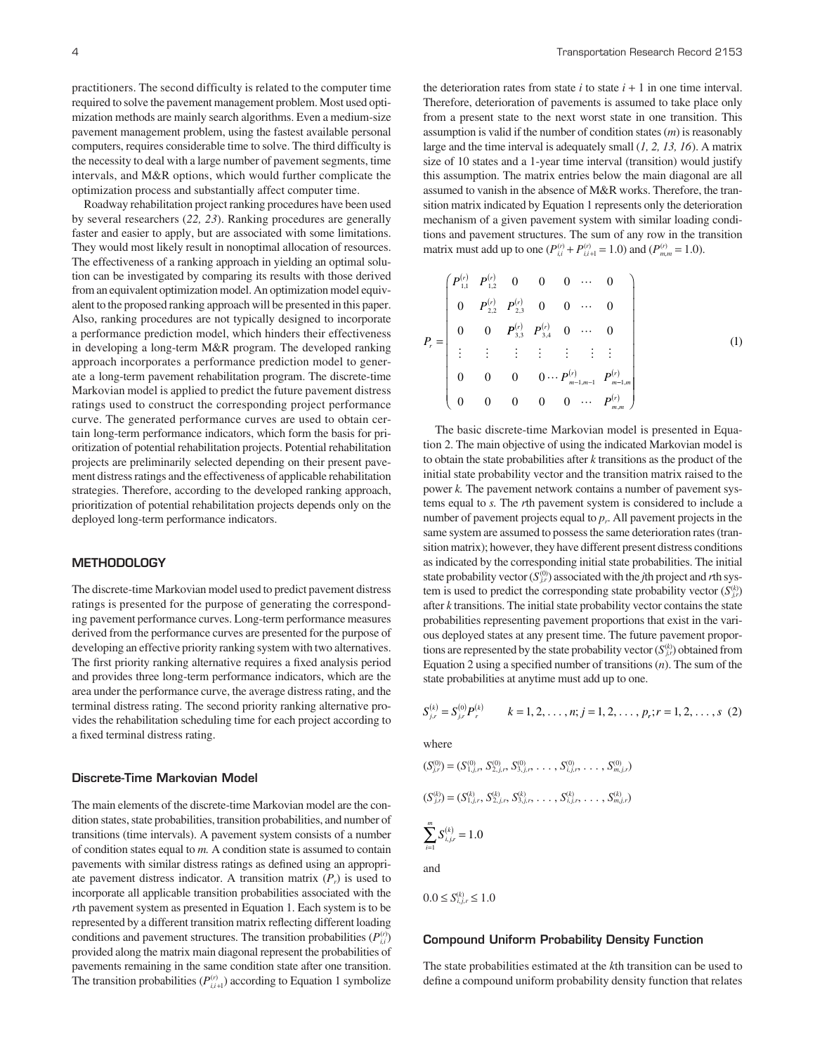practitioners. The second difficulty is related to the computer time required to solve the pavement management problem. Most used optimization methods are mainly search algorithms. Even a medium-size pavement management problem, using the fastest available personal computers, requires considerable time to solve. The third difficulty is the necessity to deal with a large number of pavement segments, time intervals, and M&R options, which would further complicate the optimization process and substantially affect computer time.

Roadway rehabilitation project ranking procedures have been used by several researchers (*22, 23*). Ranking procedures are generally faster and easier to apply, but are associated with some limitations. They would most likely result in nonoptimal allocation of resources. The effectiveness of a ranking approach in yielding an optimal solution can be investigated by comparing its results with those derived from an equivalent optimization model. An optimization model equivalent to the proposed ranking approach will be presented in this paper. Also, ranking procedures are not typically designed to incorporate a performance prediction model, which hinders their effectiveness in developing a long-term M&R program. The developed ranking approach incorporates a performance prediction model to generate a long-term pavement rehabilitation program. The discrete-time Markovian model is applied to predict the future pavement distress ratings used to construct the corresponding project performance curve. The generated performance curves are used to obtain certain long-term performance indicators, which form the basis for prioritization of potential rehabilitation projects. Potential rehabilitation projects are preliminarily selected depending on their present pavement distress ratings and the effectiveness of applicable rehabilitation strategies. Therefore, according to the developed ranking approach, prioritization of potential rehabilitation projects depends only on the deployed long-term performance indicators.

## METHODOLOGY

The discrete-time Markovian model used to predict pavement distress ratings is presented for the purpose of generating the corresponding pavement performance curves. Long-term performance measures derived from the performance curves are presented for the purpose of developing an effective priority ranking system with two alternatives. The first priority ranking alternative requires a fixed analysis period and provides three long-term performance indicators, which are the area under the performance curve, the average distress rating, and the terminal distress rating. The second priority ranking alternative provides the rehabilitation scheduling time for each project according to a fixed terminal distress rating.

### Discrete-Time Markovian Model

The main elements of the discrete-time Markovian model are the condition states, state probabilities, transition probabilities, and number of transitions (time intervals). A pavement system consists of a number of condition states equal to $m$. A condition state is assumed to contain pavements with similar distress ratings as defined using an appropriate pavement distress indicator. A transition matrix ($P_r$) is used to incorporate all applicable transition probabilities associated with the $r$th pavement system as presented in Equation 1. Each system is to be represented by a different transition matrix reflecting different loading conditions and pavement structures. The transition probabilities ($P_{i,i}^{(r)}$) provided along the matrix main diagonal represent the probabilities of pavements remaining in the same condition state after one transition. The transition probabilities ($P_{i,i+1}^{(r)}$) according to Equation 1 symbolize the deterioration rates from state $i$ to state $i + 1$ in one time interval. Therefore, deterioration of pavements is assumed to take place only from a present state to the next worst state in one transition. This assumption is valid if the number of condition states ($m$) is reasonably large and the time interval is adequately small (*1, 2, 13, 16*). A matrix size of 10 states and a 1-year time interval (transition) would justify this assumption. The matrix entries below the main diagonal are all assumed to vanish in the absence of M&R works. Therefore, the transition matrix indicated by Equation 1 represents only the deterioration mechanism of a given pavement system with similar loading conditions and pavement structures. The sum of any row in the transition matrix must add up to one ($P_{i,i}^{(r)} + P_{i,i+1}^{(r)} = 1.0$) and ($P_{m,m}^{(r)} = 1.0$).

$$
P_r = \begin{pmatrix}
P_{1,1}^{(r)} & P_{1,2}^{(r)} & 0 & 0 & 0 & \cdots & 0 \\
0 & P_{2,2}^{(r)} & P_{2,3}^{(r)} & 0 & 0 & \cdots & 0 \\
0 & 0 & P_{3,3}^{(r)} & P_{3,4}^{(r)} & 0 & \cdots & 0 \\
\vdots & \vdots & \vdots & \vdots & \vdots & \vdots & \vdots \\
0 & 0 & 0 & 0 \cdots P_{m-1,m-1}^{(r)} & & & P_{m-1,m}^{(r)} \\
0 & 0 & 0 & 0 & 0 & \cdots & P_{m,m}^{(r)}
\end{pmatrix} \qquad (1)
$$

The basic discrete-time Markovian model is presented in Equation 2. The main objective of using the indicated Markovian model is to obtain the state probabilities after $k$ transitions as the product of the initial state probability vector and the transition matrix raised to the power $k$. The pavement network contains a number of pavement systems equal to $s$. The $r$th pavement system is considered to include a number of pavement projects equal to $p_r$. All pavement projects in the same system are assumed to possess the same deterioration rates (transition matrix); however, they have different present distress conditions as indicated by the corresponding initial state probabilities. The initial state probability vector ($S_{j,r}^{(0)}$) associated with the $j$th project and $r$th system is used to predict the corresponding state probability vector ($S_{j,r}^{(k)}$) after $k$ transitions. The initial state probability vector contains the state probabilities representing pavement proportions that exist in the various deployed states at any present time. The future pavement proportions are represented by the state probability vector ($S_{j,r}^{(k)}$) obtained from Equation 2 using a specified number of transitions ($n$). The sum of the state probabilities at anytime must add up to one.

$$
S_{j,r}^{(k)} = S_{j,r}^{(0)} P_r^{(k)} \qquad k = 1, 2, \ldots, n; j = 1, 2, \ldots, p_r; r = 1, 2, \ldots, s \quad (2)
$$

where

$$
(S_{j,r}^{(0)}) = (S_{1,j,r}^{(0)}, S_{2,j,r}^{(0)}, S_{3,j,r}^{(0)}, \ldots, S_{i,j,r}^{(0)}, \ldots, S_{m,j,r}^{(0)})
$$

$$
(S_{j,r}^{(k)}) = (S_{1,j,r}^{(k)}, S_{2,j,r}^{(k)}, S_{3,j,r}^{(k)}, \ldots, S_{i,j,r}^{(k)}, \ldots, S_{m,j,r}^{(k)})
$$

$$
\sum_{i=1}^{m} S_{i,j,r}^{(k)} = 1.0
$$

and

$$
0.0 \le S_{i,j,r}^{(k)} \le 1.0
$$

### Compound Uniform Probability Density Function

The state probabilities estimated at the $k$th transition can be used to define a compound uniform probability density function that relates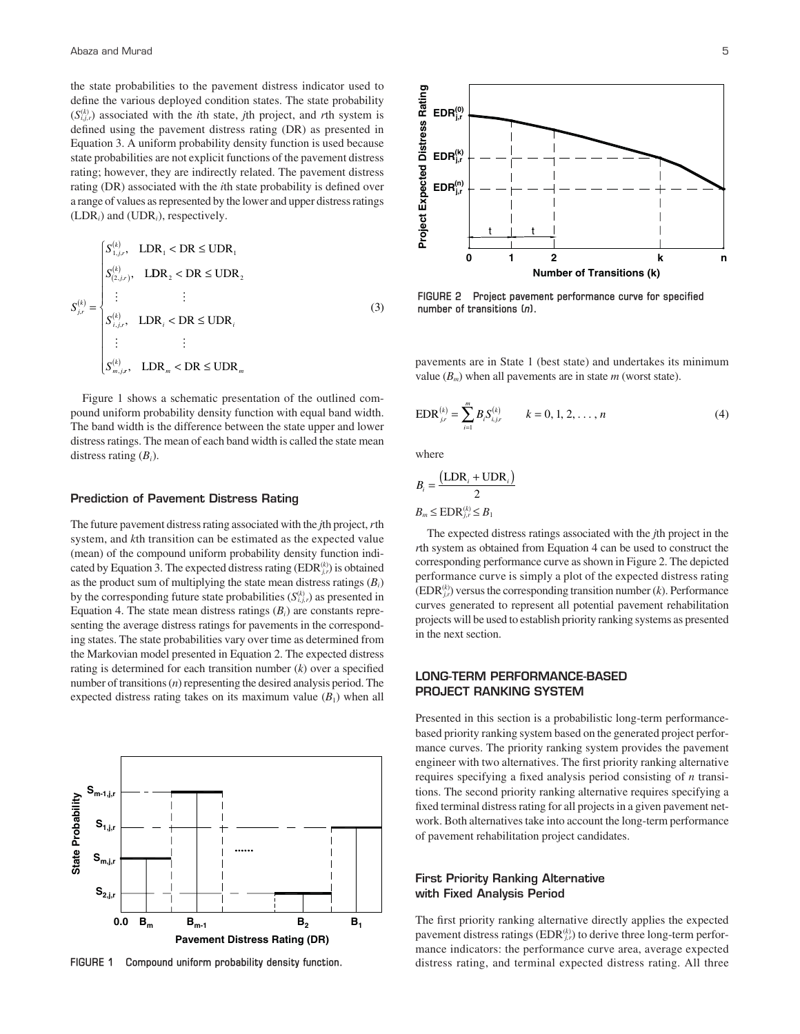the state probabilities to the pavement distress indicator used to define the various deployed condition states. The state probability ($S_{i,j,r}^{(k)}$) associated with the *i*th state, *j*th project, and *r*th system is defined using the pavement distress rating (DR) as presented in Equation 3. A uniform probability density function is used because state probabilities are not explicit functions of the pavement distress rating; however, they are indirectly related. The pavement distress rating (DR) associated with the *i*th state probability is defined over a range of values as represented by the lower and upper distress ratings ($\text{LDR}_i$) and ($\text{UDR}_i$), respectively.

$$S_{j,r}^{(k)} = \begin{cases} S_{1,j,r}^{(k)}, & \text{LDR}_1 < \text{DR} \le \text{UDR}_1 \\ S_{(2,j,r)}^{(k)}, & \text{LDR}_2 < \text{DR} \le \text{UDR}_2 \\ \vdots & \vdots \\ S_{i,j,r}^{(k)}, & \text{LDR}_i < \text{DR} \le \text{UDR}_i \\ \vdots & \vdots \\ S_{m,j,r}^{(k)}, & \text{LDR}_m < \text{DR} \le \text{UDR}_m \end{cases} \tag{3}$$

Figure 1 shows a schematic presentation of the outlined compound uniform probability density function with equal band width. The band width is the difference between the state upper and lower distress ratings. The mean of each band width is called the state mean distress rating ($B_i$).

### Prediction of Pavement Distress Rating

The future pavement distress rating associated with the *j*th project, *r*th system, and *k*th transition can be estimated as the expected value (mean) of the compound uniform probability density function indicated by Equation 3. The expected distress rating ($\text{EDR}_{j,r}^{(k)}$) is obtained as the product sum of multiplying the state mean distress ratings ($B_i$) by the corresponding future state probabilities ($S_{i,j,r}^{(k)}$) as presented in Equation 4. The state mean distress ratings ($B_i$) are constants representing the average distress ratings for pavements in the corresponding states. The state probabilities vary over time as determined from the Markovian model presented in Equation 2. The expected distress rating is determined for each transition number ($k$) over a specified number of transitions ($n$) representing the desired analysis period. The expected distress rating takes on its maximum value ($B_1$) when all pavements are in State 1 (best state) and undertakes its minimum value ($B_m$) when all pavements are in state $m$ (worst state).

State Probability
$S_{m-1,j,r}$
$S_{1,j,r}$
$S_{m,j,r}$
$S_{2,j,r}$
......
0.0 $B_m$ $B_{m-1}$ $B_2$ $B_1$
Pavement Distress Rating (DR)

FIGURE 1 Compound uniform probability density function.

Project Expected Distress Rating
$\text{EDR}_{j,r}^{(0)}$
$\text{EDR}_{j,r}^{(k)}$
$\text{EDR}_{j,r}^{(n)}$
t t
0 1 2 k n
Number of Transitions (k)

FIGURE 2 Project pavement performance curve for specified number of transitions (*n*).

$$\text{EDR}_{j,r}^{(k)} = \sum_{i=1}^{m} B_i S_{i,j,r}^{(k)} \qquad k = 0, 1, 2, \ldots, n \tag{4}$$

where

$$B_i = \frac{(\text{LDR}_i + \text{UDR}_i)}{2}$$

$$B_m \le \text{EDR}_{j,r}^{(k)} \le B_1$$

The expected distress ratings associated with the *j*th project in the *r*th system as obtained from Equation 4 can be used to construct the corresponding performance curve as shown in Figure 2. The depicted performance curve is simply a plot of the expected distress rating ($\text{EDR}_{j,r}^{(k)}$) versus the corresponding transition number ($k$). Performance curves generated to represent all potential pavement rehabilitation projects will be used to establish priority ranking systems as presented in the next section.

## LONG-TERM PERFORMANCE-BASED PROJECT RANKING SYSTEM

Presented in this section is a probabilistic long-term performance-based priority ranking system based on the generated project performance curves. The priority ranking system provides the pavement engineer with two alternatives. The first priority ranking alternative requires specifying a fixed analysis period consisting of *n* transitions. The second priority ranking alternative requires specifying a fixed terminal distress rating for all projects in a given pavement network. Both alternatives take into account the long-term performance of pavement rehabilitation project candidates.

### First Priority Ranking Alternative with Fixed Analysis Period

The first priority ranking alternative directly applies the expected pavement distress ratings ($\text{EDR}_{j,r}^{(k)}$) to derive three long-term performance indicators: the performance curve area, average expected distress rating, and terminal expected distress rating. All three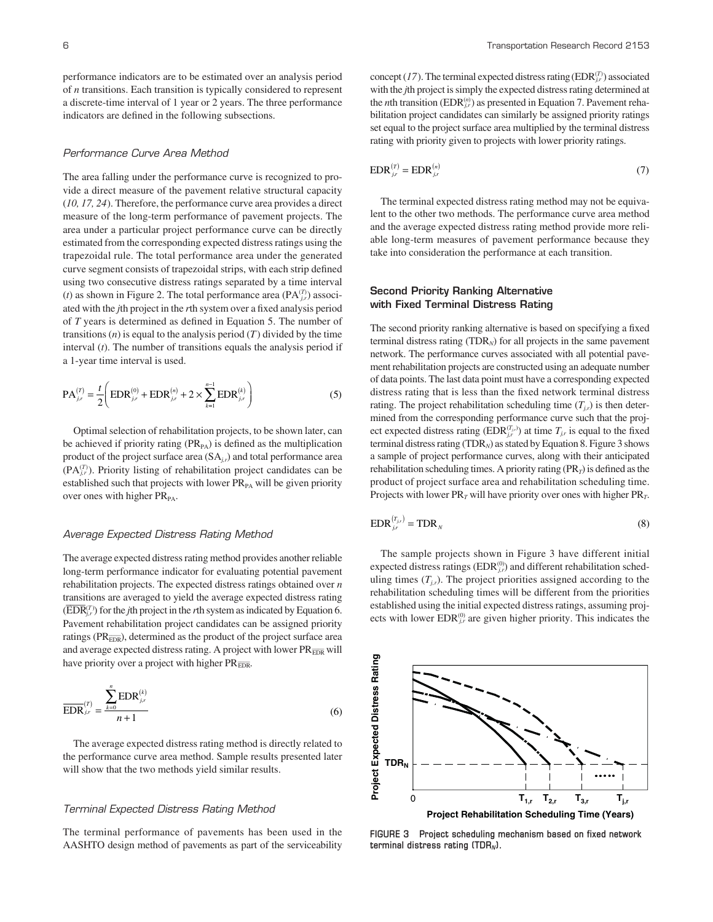performance indicators are to be estimated over an analysis period of $n$ transitions. Each transition is typically considered to represent a discrete-time interval of 1 year or 2 years. The three performance indicators are defined in the following subsections.

### *Performance Curve Area Method*

The area falling under the performance curve is recognized to provide a direct measure of the pavement relative structural capacity (*10, 17, 24*). Therefore, the performance curve area provides a direct measure of the long-term performance of pavement projects. The area under a particular project performance curve can be directly estimated from the corresponding expected distress ratings using the trapezoidal rule. The total performance area under the generated curve segment consists of trapezoidal strips, with each strip defined using two consecutive distress ratings separated by a time interval ($t$) as shown in Figure 2. The total performance area ($PA_{j,r}^{(T)}$) associated with the $j$th project in the $r$th system over a fixed analysis period of $T$ years is determined as defined in Equation 5. The number of transitions ($n$) is equal to the analysis period ($T$) divided by the time interval ($t$). The number of transitions equals the analysis period if a 1-year time interval is used.

$$PA_{j,r}^{(T)} = \frac{t}{2}\left( EDR_{j,r}^{(0)} + EDR_{j,r}^{(n)} + 2 \times \sum_{k=1}^{n-1} EDR_{j,r}^{(k)} \right) \tag{5}$$

Optimal selection of rehabilitation projects, to be shown later, can be achieved if priority rating ($PR_{PA}$) is defined as the multiplication product of the project surface area ($SA_{j,r}$) and total performance area ($PA_{j,r}^{(T)}$). Priority listing of rehabilitation project candidates can be established such that projects with lower $PR_{PA}$ will be given priority over ones with higher $PR_{PA}$.

### *Average Expected Distress Rating Method*

The average expected distress rating method provides another reliable long-term performance indicator for evaluating potential pavement rehabilitation projects. The expected distress ratings obtained over $n$ transitions are averaged to yield the average expected distress rating ($\overline{EDR}_{j,r}^{(T)}$) for the $j$th project in the $r$th system as indicated by Equation 6. Pavement rehabilitation project candidates can be assigned priority ratings ($PR_{\overline{EDR}}$), determined as the product of the project surface area and average expected distress rating. A project with lower $PR_{\overline{EDR}}$ will have priority over a project with higher $PR_{\overline{EDR}}$.

$$\overline{EDR}_{j,r}^{(T)} = \frac{\sum_{k=0}^{n} EDR_{j,r}^{(k)}}{n+1} \tag{6}$$

The average expected distress rating method is directly related to the performance curve area method. Sample results presented later will show that the two methods yield similar results.

### *Terminal Expected Distress Rating Method*

The terminal performance of pavements has been used in the AASHTO design method of pavements as part of the serviceability concept (*17*). The terminal expected distress rating ($EDR_{j,r}^{(T)}$) associated with the $j$th project is simply the expected distress rating determined at the $n$th transition ($EDR_{j,r}^{(n)}$) as presented in Equation 7. Pavement rehabilitation project candidates can similarly be assigned priority ratings set equal to the project surface area multiplied by the terminal distress rating with priority given to projects with lower priority ratings.

$$EDR_{j,r}^{(T)} = EDR_{j,r}^{(n)} \tag{7}$$

The terminal expected distress rating method may not be equivalent to the other two methods. The performance curve area method and the average expected distress rating method provide more reliable long-term measures of pavement performance because they take into consideration the performance at each transition.

## Second Priority Ranking Alternative with Fixed Terminal Distress Rating

The second priority ranking alternative is based on specifying a fixed terminal distress rating ($TDR_N$) for all projects in the same pavement network. The performance curves associated with all potential pavement rehabilitation projects are constructed using an adequate number of data points. The last data point must have a corresponding expected distress rating that is less than the fixed network terminal distress rating. The project rehabilitation scheduling time ($T_{j,r}$) is then determined from the corresponding performance curve such that the project expected distress rating ($EDR_{j,r}^{(T_{j,r})}$) at time $T_{j,r}$ is equal to the fixed terminal distress rating ($TDR_N$) as stated by Equation 8. Figure 3 shows a sample of project performance curves, along with their anticipated rehabilitation scheduling times. A priority rating ($PR_T$) is defined as the product of project surface area and rehabilitation scheduling time. Projects with lower $PR_T$ will have priority over ones with higher $PR_T$.

$$EDR_{j,r}^{(T_{j,r})} = TDR_N \tag{8}$$

The sample projects shown in Figure 3 have different initial expected distress ratings ($EDR_{j,r}^{(0)}$) and different rehabilitation scheduling times ($T_{j,r}$). The project priorities assigned according to the rehabilitation scheduling times will be different from the priorities established using the initial expected distress ratings, assuming projects with lower $EDR_{j,r}^{(0)}$ are given higher priority. This indicates the

Project Expected Distress Rating

$TDR_N$

0

$T_{1,r}$ $T_{2,r}$ $T_{3,r}$ $T_{j,r}$

Project Rehabilitation Scheduling Time (Years)

FIGURE 3 Project scheduling mechanism based on fixed network terminal distress rating ($TDR_N$).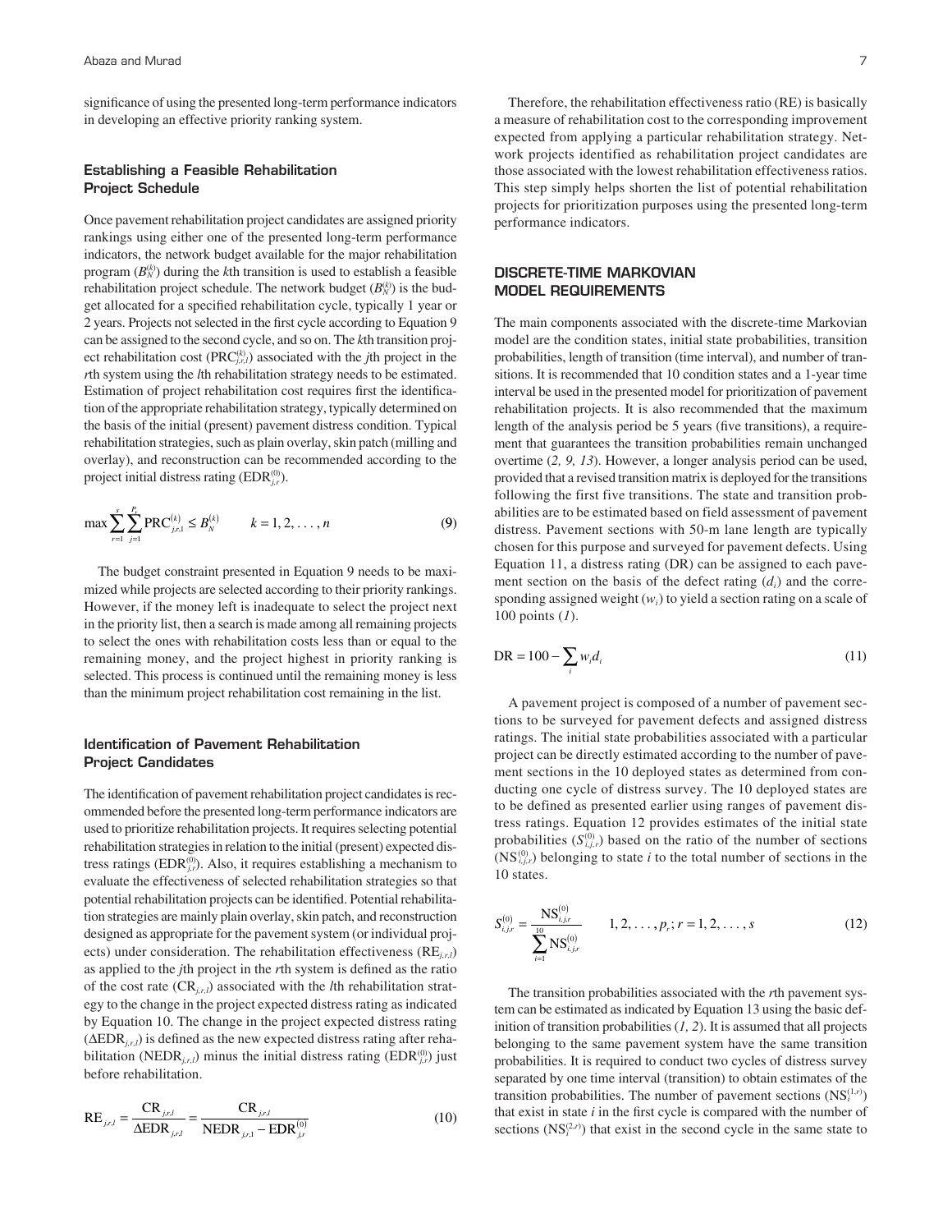significance of using the presented long-term performance indicators in developing an effective priority ranking system.

### Establishing a Feasible Rehabilitation Project Schedule

Once pavement rehabilitation project candidates are assigned priority rankings using either one of the presented long-term performance indicators, the network budget available for the major rehabilitation program ($B_N^{(k)}$) during the $k$th transition is used to establish a feasible rehabilitation project schedule. The network budget ($B_N^{(k)}$) is the budget allocated for a specified rehabilitation cycle, typically 1 year or 2 years. Projects not selected in the first cycle according to Equation 9 can be assigned to the second cycle, and so on. The $k$th transition project rehabilitation cost ($\text{PRC}_{j,r,l}^{(k)}$) associated with the $j$th project in the $r$th system using the $l$th rehabilitation strategy needs to be estimated. Estimation of project rehabilitation cost requires first the identification of the appropriate rehabilitation strategy, typically determined on the basis of the initial (present) pavement distress condition. Typical rehabilitation strategies, such as plain overlay, skin patch (milling and overlay), and reconstruction can be recommended according to the project initial distress rating ($\text{EDR}_{j,r}^{(0)}$).

$$\max \sum_{r=1}^{s} \sum_{j=1}^{P_r} \text{PRC}_{j,r,1}^{(k)} \leq B_N^{(k)} \qquad k = 1, 2, \ldots, n \tag{9}$$

The budget constraint presented in Equation 9 needs to be maximized while projects are selected according to their priority rankings. However, if the money left is inadequate to select the project next in the priority list, then a search is made among all remaining projects to select the ones with rehabilitation costs less than or equal to the remaining money, and the project highest in priority ranking is selected. This process is continued until the remaining money is less than the minimum project rehabilitation cost remaining in the list.

### Identification of Pavement Rehabilitation Project Candidates

The identification of pavement rehabilitation project candidates is recommended before the presented long-term performance indicators are used to prioritize rehabilitation projects. It requires selecting potential rehabilitation strategies in relation to the initial (present) expected distress ratings ($\text{EDR}_{j,r}^{(0)}$). Also, it requires establishing a mechanism to evaluate the effectiveness of selected rehabilitation strategies so that potential rehabilitation projects can be identified. Potential rehabilitation strategies are mainly plain overlay, skin patch, and reconstruction designed as appropriate for the pavement system (or individual projects) under consideration. The rehabilitation effectiveness ($\text{RE}_{j,r,l}$) as applied to the $j$th project in the $r$th system is defined as the ratio of the cost rate ($\text{CR}_{j,r,l}$) associated with the $l$th rehabilitation strategy to the change in the project expected distress rating as indicated by Equation 10. The change in the project expected distress rating ($\Delta\text{EDR}_{j,r,l}$) is defined as the new expected distress rating after rehabilitation ($\text{NEDR}_{j,r,l}$) minus the initial distress rating ($\text{EDR}_{j,r}^{(0)}$) just before rehabilitation.

$$\text{RE}_{j,r,l} = \frac{\text{CR}_{j,r,l}}{\Delta\text{EDR}_{j,r,l}} = \frac{\text{CR}_{j,r,l}}{\text{NEDR}_{j,r,1} - \text{EDR}_{j,r}^{(0)}} \tag{10}$$

Therefore, the rehabilitation effectiveness ratio (RE) is basically a measure of rehabilitation cost to the corresponding improvement expected from applying a particular rehabilitation strategy. Network projects identified as rehabilitation project candidates are those associated with the lowest rehabilitation effectiveness ratios. This step simply helps shorten the list of potential rehabilitation projects for prioritization purposes using the presented long-term performance indicators.

## DISCRETE-TIME MARKOVIAN MODEL REQUIREMENTS

The main components associated with the discrete-time Markovian model are the condition states, initial state probabilities, transition probabilities, length of transition (time interval), and number of transitions. It is recommended that 10 condition states and a 1-year time interval be used in the presented model for prioritization of pavement rehabilitation projects. It is also recommended that the maximum length of the analysis period be 5 years (five transitions), a requirement that guarantees the transition probabilities remain unchanged overtime (*2, 9, 13*). However, a longer analysis period can be used, provided that a revised transition matrix is deployed for the transitions following the first five transitions. The state and transition probabilities are to be estimated based on field assessment of pavement distress. Pavement sections with 50-m lane length are typically chosen for this purpose and surveyed for pavement defects. Using Equation 11, a distress rating (DR) can be assigned to each pavement section on the basis of the defect rating ($d_i$) and the corresponding assigned weight ($w_i$) to yield a section rating on a scale of 100 points (*1*).

$$\text{DR} = 100 - \sum_i w_i d_i \tag{11}$$

A pavement project is composed of a number of pavement sections to be surveyed for pavement defects and assigned distress ratings. The initial state probabilities associated with a particular project can be directly estimated according to the number of pavement sections in the 10 deployed states as determined from conducting one cycle of distress survey. The 10 deployed states are to be defined as presented earlier using ranges of pavement distress ratings. Equation 12 provides estimates of the initial state probabilities ($S_{i,j,r}^{(0)}$) based on the ratio of the number of sections ($\text{NS}_{i,j,r}^{(0)}$) belonging to state $i$ to the total number of sections in the 10 states.

$$S_{i,j,r}^{(0)} = \frac{\text{NS}_{i,j,r}^{(0)}}{\sum_{i=1}^{10} \text{NS}_{i,j,r}^{(0)}} \qquad 1, 2, \ldots, p_r; r = 1, 2, \ldots, s \tag{12}$$

The transition probabilities associated with the $r$th pavement system can be estimated as indicated by Equation 13 using the basic definition of transition probabilities (*1, 2*). It is assumed that all projects belonging to the same pavement system have the same transition probabilities. It is required to conduct two cycles of distress survey separated by one time interval (transition) to obtain estimates of the transition probabilities. The number of pavement sections ($\text{NS}_i^{(1,r)}$) that exist in state $i$ in the first cycle is compared with the number of sections ($\text{NS}_i^{(2,r)}$) that exist in the second cycle in the same state to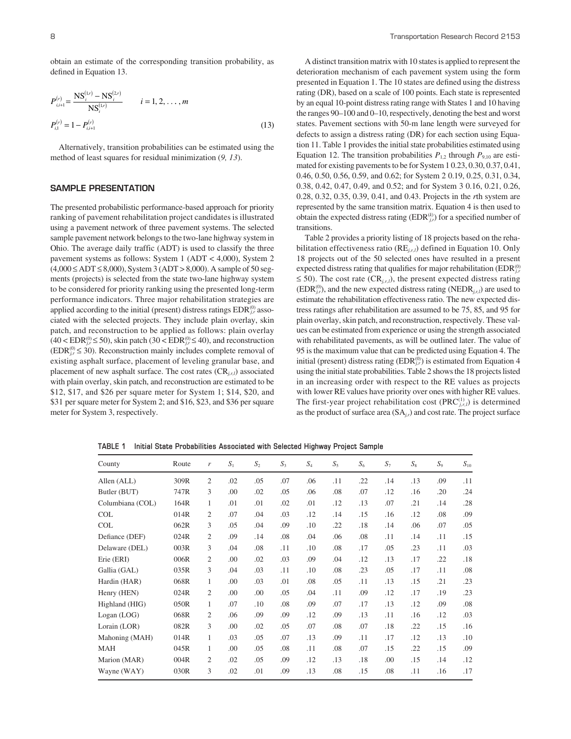obtain an estimate of the corresponding transition probability, as defined in Equation 13.

$$P_{i,i+1}^{(r)} = \frac{NS_i^{(1,r)} - NS_i^{(2,r)}}{NS_i^{(1,r)}} \qquad i = 1, 2, \ldots, m$$

$$P_{i,1}^{(r)} = 1 - P_{i,i+1}^{(r)} \tag{13}$$

Alternatively, transition probabilities can be estimated using the method of least squares for residual minimization (*9, 13*).

## SAMPLE PRESENTATION

The presented probabilistic performance-based approach for priority ranking of pavement rehabilitation project candidates is illustrated using a pavement network of three pavement systems. The selected sample pavement network belongs to the two-lane highway system in Ohio. The average daily traffic (ADT) is used to classify the three pavement systems as follows: System 1 (ADT < 4,000), System 2 (4,000 ≤ ADT ≤ 8,000), System 3 (ADT > 8,000). A sample of 50 segments (projects) is selected from the state two-lane highway system to be considered for priority ranking using the presented long-term performance indicators. Three major rehabilitation strategies are applied according to the initial (present) distress ratings $EDR_{j,r}^{(0)}$ associated with the selected projects. They include plain overlay, skin patch, and reconstruction to be applied as follows: plain overlay ($40 < EDR_{j,r}^{(0)} \leq 50$), skin patch ($30 < EDR_{j,r}^{(0)} \leq 40$), and reconstruction ($EDR_{j,r}^{(0)} \leq 30$). Reconstruction mainly includes complete removal of existing asphalt surface, placement of leveling granular base, and placement of new asphalt surface. The cost rates ($CR_{j,r,l}$) associated with plain overlay, skin patch, and reconstruction are estimated to be \$12, \$17, and \$26 per square meter for System 1; \$14, \$20, and \$31 per square meter for System 2; and \$16, \$23, and \$36 per square meter for System 3, respectively.

A distinct transition matrix with 10 states is applied to represent the deterioration mechanism of each pavement system using the form presented in Equation 1. The 10 states are defined using the distress rating (DR), based on a scale of 100 points. Each state is represented by an equal 10-point distress rating range with States 1 and 10 having the ranges 90–100 and 0–10, respectively, denoting the best and worst states. Pavement sections with 50-m lane length were surveyed for defects to assign a distress rating (DR) for each section using Equation 11. Table 1 provides the initial state probabilities estimated using Equation 12. The transition probabilities $P_{1,2}$ through $P_{9,10}$ are estimated for existing pavements to be for System 1 0.23, 0.30, 0.37, 0.41, 0.46, 0.50, 0.56, 0.59, and 0.62; for System 2 0.19, 0.25, 0.31, 0.34, 0.38, 0.42, 0.47, 0.49, and 0.52; and for System 3 0.16, 0.21, 0.26, 0.28, 0.32, 0.35, 0.39, 0.41, and 0.43. Projects in the *r*th system are represented by the same transition matrix. Equation 4 is then used to obtain the expected distress rating ($EDR_{j,r}^{(k)}$) for a specified number of transitions.

Table 2 provides a priority listing of 18 projects based on the rehabilitation effectiveness ratio ($RE_{j,r,l}$) defined in Equation 10. Only 18 projects out of the 50 selected ones have resulted in a present expected distress rating that qualifies for major rehabilitation ($EDR_{j,r}^{(0)} \leq 50$). The cost rate ($CR_{j,r,l}$), the present expected distress rating ($EDR_{j,r}^{(0)}$), and the new expected distress rating ($NEDR_{j,r,l}$) are used to estimate the rehabilitation effectiveness ratio. The new expected distress ratings after rehabilitation are assumed to be 75, 85, and 95 for plain overlay, skin patch, and reconstruction, respectively. These values can be estimated from experience or using the strength associated with rehabilitated pavements, as will be outlined later. The value of 95 is the maximum value that can be predicted using Equation 4. The initial (present) distress rating ($EDR_{j,r}^{(0)}$) is estimated from Equation 4 using the initial state probabilities. Table 2 shows the 18 projects listed in an increasing order with respect to the RE values as projects with lower RE values have priority over ones with higher RE values. The first-year project rehabilitation cost ($PRC_{j,r,l}^{(1)}$) is determined as the product of surface area ($SA_{j,r}$) and cost rate. The project surface

**TABLE 1 Initial State Probabilities Associated with Selected Highway Project Sample**

| County | Route | $r$ | $S_1$ | $S_2$ | $S_3$ | $S_4$ | $S_5$ | $S_6$ | $S_7$ | $S_8$ | $S_9$ | $S_{10}$ |
|---|---|---|---|---|---|---|---|---|---|---|---|---|
| Allen (ALL) | 309R | 2 | .02 | .05 | .07 | .06 | .11 | .22 | .14 | .13 | .09 | .11 |
| Butler (BUT) | 747R | 3 | .00 | .02 | .05 | .06 | .08 | .07 | .12 | .16 | .20 | .24 |
| Columbiana (COL) | 164R | 1 | .01 | .01 | .02 | .01 | .12 | .13 | .07 | .21 | .14 | .28 |
| COL | 014R | 2 | .07 | .04 | .03 | .12 | .14 | .15 | .16 | .12 | .08 | .09 |
| COL | 062R | 3 | .05 | .04 | .09 | .10 | .22 | .18 | .14 | .06 | .07 | .05 |
| Defiance (DEF) | 024R | 2 | .09 | .14 | .08 | .04 | .06 | .08 | .11 | .14 | .11 | .15 |
| Delaware (DEL) | 003R | 3 | .04 | .08 | .11 | .10 | .08 | .17 | .05 | .23 | .11 | .03 |
| Erie (ERI) | 006R | 2 | .00 | .02 | .03 | .09 | .04 | .12 | .13 | .17 | .22 | .18 |
| Gallia (GAL) | 035R | 3 | .04 | .03 | .11 | .10 | .08 | .23 | .05 | .17 | .11 | .08 |
| Hardin (HAR) | 068R | 1 | .00 | .03 | .01 | .08 | .05 | .11 | .13 | .15 | .21 | .23 |
| Henry (HEN) | 024R | 2 | .00 | .00 | .05 | .04 | .11 | .09 | .12 | .17 | .19 | .23 |
| Highland (HIG) | 050R | 1 | .07 | .10 | .08 | .09 | .07 | .17 | .13 | .12 | .09 | .08 |
| Logan (LOG) | 068R | 2 | .06 | .09 | .09 | .12 | .09 | .13 | .11 | .16 | .12 | .03 |
| Lorain (LOR) | 082R | 3 | .00 | .02 | .05 | .07 | .08 | .07 | .18 | .22 | .15 | .16 |
| Mahoning (MAH) | 014R | 1 | .03 | .05 | .07 | .13 | .09 | .11 | .17 | .12 | .13 | .10 |
| MAH | 045R | 1 | .00 | .05 | .08 | .11 | .08 | .07 | .15 | .22 | .15 | .09 |
| Marion (MAR) | 004R | 2 | .02 | .05 | .09 | .12 | .13 | .18 | .00 | .15 | .14 | .12 |
| Wayne (WAY) | 030R | 3 | .02 | .01 | .09 | .13 | .08 | .15 | .08 | .11 | .16 | .17 |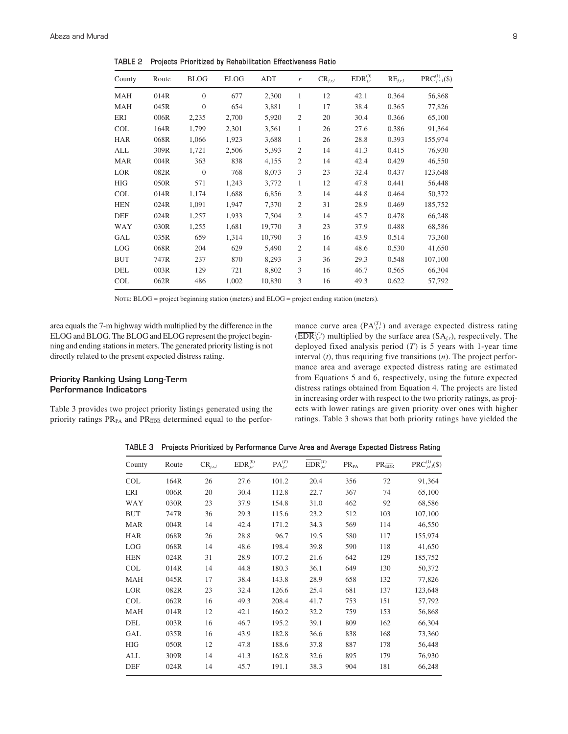**TABLE 2 Projects Prioritized by Rehabilitation Effectiveness Ratio**

| County | Route | BLOG | ELOG | ADT | $r$ | $CR_{j,r,l}$ | $EDR^{(0)}_{j,r}$ | $RE_{j,r,l}$ | $PRC^{(1)}_{j,r,l}(\$)$ |
|---|---|---|---|---|---|---|---|---|---|
| MAH | 014R | 0 | 677 | 2,300 | 1 | 12 | 42.1 | 0.364 | 56,868 |
| MAH | 045R | 0 | 654 | 3,881 | 1 | 17 | 38.4 | 0.365 | 77,826 |
| ERI | 006R | 2,235 | 2,700 | 5,920 | 2 | 20 | 30.4 | 0.366 | 65,100 |
| COL | 164R | 1,799 | 2,301 | 3,561 | 1 | 26 | 27.6 | 0.386 | 91,364 |
| HAR | 068R | 1,066 | 1,923 | 3,688 | 1 | 26 | 28.8 | 0.393 | 155,974 |
| ALL | 309R | 1,721 | 2,506 | 5,393 | 2 | 14 | 41.3 | 0.415 | 76,930 |
| MAR | 004R | 363 | 838 | 4,155 | 2 | 14 | 42.4 | 0.429 | 46,550 |
| LOR | 082R | 0 | 768 | 8,073 | 3 | 23 | 32.4 | 0.437 | 123,648 |
| HIG | 050R | 571 | 1,243 | 3,772 | 1 | 12 | 47.8 | 0.441 | 56,448 |
| COL | 014R | 1,174 | 1,688 | 6,856 | 2 | 14 | 44.8 | 0.464 | 50,372 |
| HEN | 024R | 1,091 | 1,947 | 7,370 | 2 | 31 | 28.9 | 0.469 | 185,752 |
| DEF | 024R | 1,257 | 1,933 | 7,504 | 2 | 14 | 45.7 | 0.478 | 66,248 |
| WAY | 030R | 1,255 | 1,681 | 19,770 | 3 | 23 | 37.9 | 0.488 | 68,586 |
| GAL | 035R | 659 | 1,314 | 10,790 | 3 | 16 | 43.9 | 0.514 | 73,360 |
| LOG | 068R | 204 | 629 | 5,490 | 2 | 14 | 48.6 | 0.530 | 41,650 |
| BUT | 747R | 237 | 870 | 8,293 | 3 | 36 | 29.3 | 0.548 | 107,100 |
| DEL | 003R | 129 | 721 | 8,802 | 3 | 16 | 46.7 | 0.565 | 66,304 |
| COL | 062R | 486 | 1,002 | 10,830 | 3 | 16 | 49.3 | 0.622 | 57,792 |

NOTE: BLOG = project beginning station (meters) and ELOG = project ending station (meters).

area equals the 7-m highway width multiplied by the difference in the ELOG and BLOG. The BLOG and ELOG represent the project beginning and ending stations in meters. The generated priority listing is not directly related to the present expected distress rating.

### Priority Ranking Using Long-Term Performance Indicators

Table 3 provides two project priority listings generated using the priority ratings $PR_{PA}$ and $PR_{\overline{EDR}}$ determined equal to the performance curve area ($PA^{(T)}_{j,r}$) and average expected distress rating ($\overline{EDR}^{(T)}_{j,r}$) multiplied by the surface area ($SA_{j,r}$), respectively. The deployed fixed analysis period ($T$) is 5 years with 1-year time interval ($t$), thus requiring five transitions ($n$). The project performance area and average expected distress rating are estimated from Equations 5 and 6, respectively, using the future expected distress ratings obtained from Equation 4. The projects are listed in increasing order with respect to the two priority ratings, as projects with lower ratings are given priority over ones with higher ratings. Table 3 shows that both priority ratings have yielded the

**TABLE 3 Projects Prioritized by Performance Curve Area and Average Expected Distress Rating**

| County | Route | $CR_{j,r,l}$ | $EDR^{(0)}_{j,r}$ | $PA^{(T)}_{j,r}$ | $\overline{EDR}^{(T)}_{j,r}$ | $PR_{PA}$ | $PR_{\overline{EDR}}$ | $PRC^{(1)}_{j,r,l}(\$)$ |
|---|---|---|---|---|---|---|---|---|
| COL | 164R | 26 | 27.6 | 101.2 | 20.4 | 356 | 72 | 91,364 |
| ERI | 006R | 20 | 30.4 | 112.8 | 22.7 | 367 | 74 | 65,100 |
| WAY | 030R | 23 | 37.9 | 154.8 | 31.0 | 462 | 92 | 68,586 |
| BUT | 747R | 36 | 29.3 | 115.6 | 23.2 | 512 | 103 | 107,100 |
| MAR | 004R | 14 | 42.4 | 171.2 | 34.3 | 569 | 114 | 46,550 |
| HAR | 068R | 26 | 28.8 | 96.7 | 19.5 | 580 | 117 | 155,974 |
| LOG | 068R | 14 | 48.6 | 198.4 | 39.8 | 590 | 118 | 41,650 |
| HEN | 024R | 31 | 28.9 | 107.2 | 21.6 | 642 | 129 | 185,752 |
| COL | 014R | 14 | 44.8 | 180.3 | 36.1 | 649 | 130 | 50,372 |
| MAH | 045R | 17 | 38.4 | 143.8 | 28.9 | 658 | 132 | 77,826 |
| LOR | 082R | 23 | 32.4 | 126.6 | 25.4 | 681 | 137 | 123,648 |
| COL | 062R | 16 | 49.3 | 208.4 | 41.7 | 753 | 151 | 57,792 |
| MAH | 014R | 12 | 42.1 | 160.2 | 32.2 | 759 | 153 | 56,868 |
| DEL | 003R | 16 | 46.7 | 195.2 | 39.1 | 809 | 162 | 66,304 |
| GAL | 035R | 16 | 43.9 | 182.8 | 36.6 | 838 | 168 | 73,360 |
| HIG | 050R | 12 | 47.8 | 188.6 | 37.8 | 887 | 178 | 56,448 |
| ALL | 309R | 14 | 41.3 | 162.8 | 32.6 | 895 | 179 | 76,930 |
| DEF | 024R | 14 | 45.7 | 191.1 | 38.3 | 904 | 181 | 66,248 |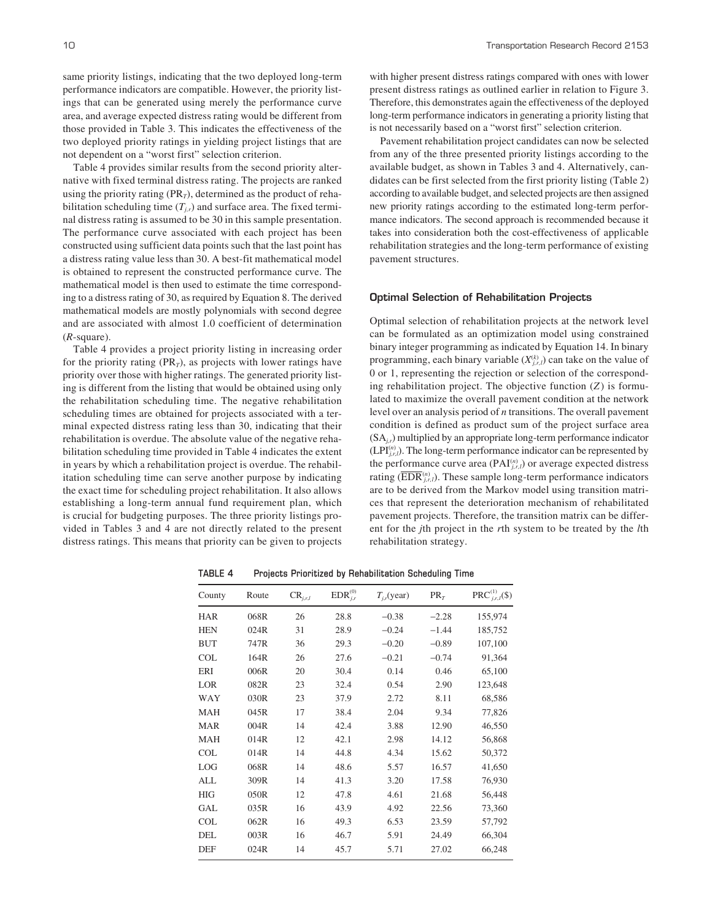same priority listings, indicating that the two deployed long-term performance indicators are compatible. However, the priority listings that can be generated using merely the performance curve area, and average expected distress rating would be different from those provided in Table 3. This indicates the effectiveness of the two deployed priority ratings in yielding project listings that are not dependent on a "worst first" selection criterion.

Table 4 provides similar results from the second priority alternative with fixed terminal distress rating. The projects are ranked using the priority rating ($PR_T$), determined as the product of rehabilitation scheduling time ($T_{j,r}$) and surface area. The fixed terminal distress rating is assumed to be 30 in this sample presentation. The performance curve associated with each project has been constructed using sufficient data points such that the last point has a distress rating value less than 30. A best-fit mathematical model is obtained to represent the constructed performance curve. The mathematical model is then used to estimate the time corresponding to a distress rating of 30, as required by Equation 8. The derived mathematical models are mostly polynomials with second degree and are associated with almost 1.0 coefficient of determination ($R$-square).

Table 4 provides a project priority listing in increasing order for the priority rating ($PR_T$), as projects with lower ratings have priority over those with higher ratings. The generated priority listing is different from the listing that would be obtained using only the rehabilitation scheduling time. The negative rehabilitation scheduling times are obtained for projects associated with a terminal expected distress rating less than 30, indicating that their rehabilitation is overdue. The absolute value of the negative rehabilitation scheduling time provided in Table 4 indicates the extent in years by which a rehabilitation project is overdue. The rehabilitation scheduling time can serve another purpose by indicating the exact time for scheduling project rehabilitation. It also allows establishing a long-term annual fund requirement plan, which is crucial for budgeting purposes. The three priority listings provided in Tables 3 and 4 are not directly related to the present distress ratings. This means that priority can be given to projects with higher present distress ratings compared with ones with lower present distress ratings as outlined earlier in relation to Figure 3. Therefore, this demonstrates again the effectiveness of the deployed long-term performance indicators in generating a priority listing that is not necessarily based on a "worst first" selection criterion.

Pavement rehabilitation project candidates can now be selected from any of the three presented priority listings according to the available budget, as shown in Tables 3 and 4. Alternatively, candidates can be first selected from the first priority listing (Table 2) according to available budget, and selected projects are then assigned new priority ratings according to the estimated long-term performance indicators. The second approach is recommended because it takes into consideration both the cost-effectiveness of applicable rehabilitation strategies and the long-term performance of existing pavement structures.

### Optimal Selection of Rehabilitation Projects

Optimal selection of rehabilitation projects at the network level can be formulated as an optimization model using constrained binary integer programming as indicated by Equation 14. In binary programming, each binary variable ($X^{(k)}_{j,r,l}$) can take on the value of 0 or 1, representing the rejection or selection of the corresponding rehabilitation project. The objective function ($Z$) is formulated to maximize the overall pavement condition at the network level over an analysis period of $n$ transitions. The overall pavement condition is defined as product sum of the project surface area ($SA_{j,r}$) multiplied by an appropriate long-term performance indicator ($LPI^{(n)}_{j,r,l}$). The long-term performance indicator can be represented by the performance curve area ($PAI^{(n)}_{j,r,l}$) or average expected distress rating ($\overline{EDR}^{(n)}_{j,r,l}$). These sample long-term performance indicators are to be derived from the Markov model using transition matrices that represent the deterioration mechanism of rehabilitated pavement projects. Therefore, the transition matrix can be different for the $j$th project in the $r$th system to be treated by the $l$th rehabilitation strategy.

TABLE 4 Projects Prioritized by Rehabilitation Scheduling Time

| County | Route | $CR_{j,r,l}$ | $EDR^{(0)}_{j,r}$ | $T_{j,r}$(year) | $PR_T$ | $PRC^{(1)}_{j,r,l}$($) |
|---|---|---|---|---|---|---|
| HAR | 068R | 26 | 28.8 | −0.38 | −2.28 | 155,974 |
| HEN | 024R | 31 | 28.9 | −0.24 | −1.44 | 185,752 |
| BUT | 747R | 36 | 29.3 | −0.20 | −0.89 | 107,100 |
| COL | 164R | 26 | 27.6 | −0.21 | −0.74 | 91,364 |
| ERI | 006R | 20 | 30.4 | 0.14 | 0.46 | 65,100 |
| LOR | 082R | 23 | 32.4 | 0.54 | 2.90 | 123,648 |
| WAY | 030R | 23 | 37.9 | 2.72 | 8.11 | 68,586 |
| MAH | 045R | 17 | 38.4 | 2.04 | 9.34 | 77,826 |
| MAR | 004R | 14 | 42.4 | 3.88 | 12.90 | 46,550 |
| MAH | 014R | 12 | 42.1 | 2.98 | 14.12 | 56,868 |
| COL | 014R | 14 | 44.8 | 4.34 | 15.62 | 50,372 |
| LOG | 068R | 14 | 48.6 | 5.57 | 16.57 | 41,650 |
| ALL | 309R | 14 | 41.3 | 3.20 | 17.58 | 76,930 |
| HIG | 050R | 12 | 47.8 | 4.61 | 21.68 | 56,448 |
| GAL | 035R | 16 | 43.9 | 4.92 | 22.56 | 73,360 |
| COL | 062R | 16 | 49.3 | 6.53 | 23.59 | 57,792 |
| DEL | 003R | 16 | 46.7 | 5.91 | 24.49 | 66,304 |
| DEF | 024R | 14 | 45.7 | 5.71 | 27.02 | 66,248 |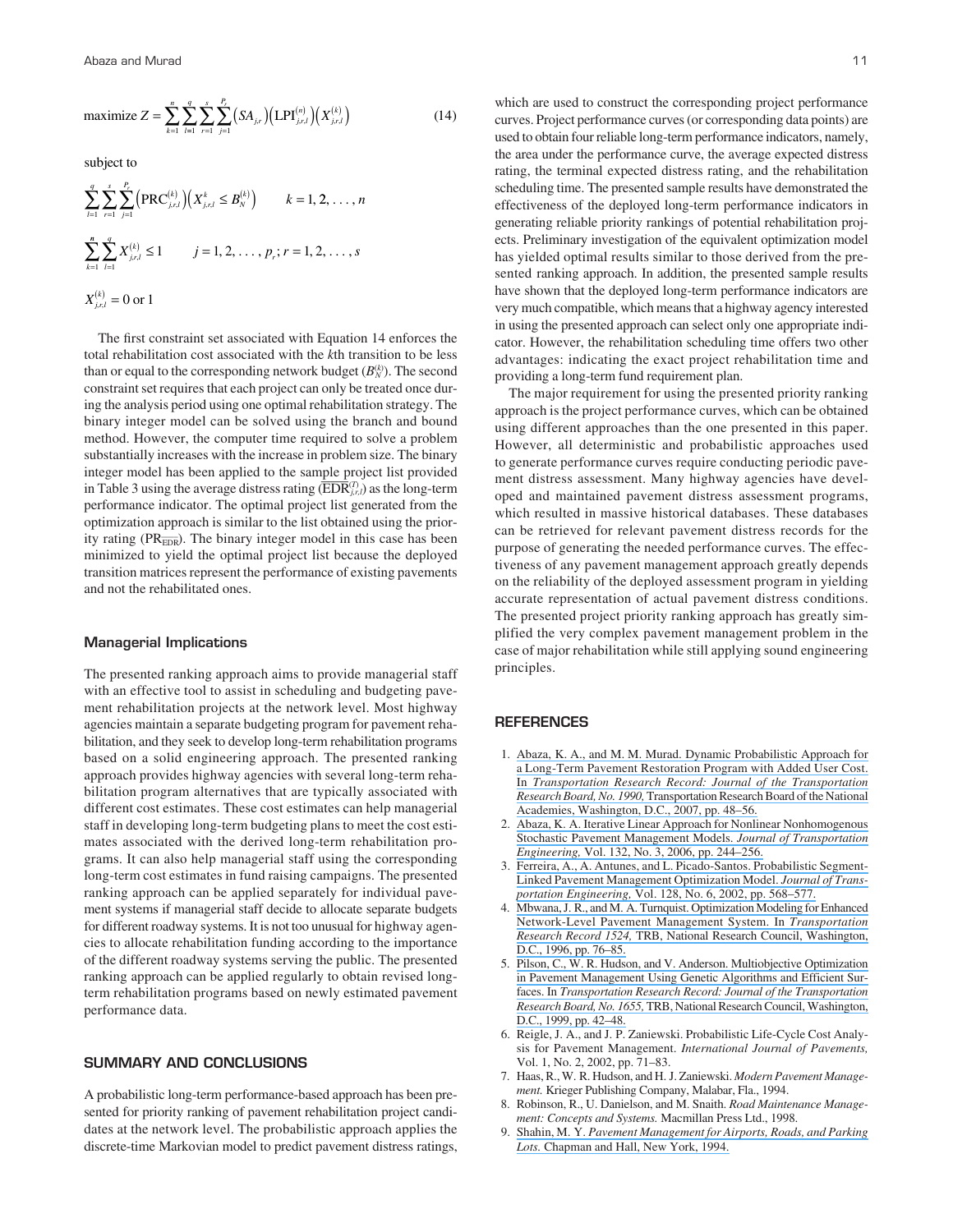$$\text{maximize } Z = \sum_{k=1}^{n} \sum_{l=1}^{q} \sum_{r=1}^{s} \sum_{j=1}^{P_r} \left(SA_{j,r}\right)\left(\text{LPI}_{j,r,l}^{(n)}\right)\left(X_{j,r,l}^{(k)}\right) \tag{14}$$

subject to

$$\sum_{l=1}^{q} \sum_{r=1}^{s} \sum_{j=1}^{P_r} \left(\text{PRC}_{j,r,l}^{(k)}\right)\left(X_{j,r,l}^{k} \leq B_N^{(k)}\right) \qquad k = 1, 2, \ldots, n$$

$$\sum_{k=1}^{n} \sum_{l=1}^{q} X_{j,r,l}^{(k)} \leq 1 \qquad j = 1, 2, \ldots, p_r; r = 1, 2, \ldots, s$$

$$X_{j,r,l}^{(k)} = 0 \text{ or } 1$$

The first constraint set associated with Equation 14 enforces the total rehabilitation cost associated with the $k$th transition to be less than or equal to the corresponding network budget ($B_N^{(k)}$). The second constraint set requires that each project can only be treated once during the analysis period using one optimal rehabilitation strategy. The binary integer model can be solved using the branch and bound method. However, the computer time required to solve a problem substantially increases with the increase in problem size. The binary integer model has been applied to the sample project list provided in Table 3 using the average distress rating $(\overline{\text{EDR}}_{j,r,l}^{(T)})$ as the long-term performance indicator. The optimal project list generated from the optimization approach is similar to the list obtained using the priority rating ($\text{PR}_{\overline{\text{EDR}}}$). The binary integer model in this case has been minimized to yield the optimal project list because the deployed transition matrices represent the performance of existing pavements and not the rehabilitated ones.

### Managerial Implications

The presented ranking approach aims to provide managerial staff with an effective tool to assist in scheduling and budgeting pavement rehabilitation projects at the network level. Most highway agencies maintain a separate budgeting program for pavement rehabilitation, and they seek to develop long-term rehabilitation programs based on a solid engineering approach. The presented ranking approach provides highway agencies with several long-term rehabilitation program alternatives that are typically associated with different cost estimates. These cost estimates can help managerial staff in developing long-term budgeting plans to meet the cost estimates associated with the derived long-term rehabilitation programs. It can also help managerial staff using the corresponding long-term cost estimates in fund raising campaigns. The presented ranking approach can be applied separately for individual pavement systems if managerial staff decide to allocate separate budgets for different roadway systems. It is not too unusual for highway agencies to allocate rehabilitation funding according to the importance of the different roadway systems serving the public. The presented ranking approach can be applied regularly to obtain revised long-term rehabilitation programs based on newly estimated pavement performance data.

## SUMMARY AND CONCLUSIONS

A probabilistic long-term performance-based approach has been presented for priority ranking of pavement rehabilitation project candidates at the network level. The probabilistic approach applies the discrete-time Markovian model to predict pavement distress ratings, which are used to construct the corresponding project performance curves. Project performance curves (or corresponding data points) are used to obtain four reliable long-term performance indicators, namely, the area under the performance curve, the average expected distress rating, the terminal expected distress rating, and the rehabilitation scheduling time. The presented sample results have demonstrated the effectiveness of the deployed long-term performance indicators in generating reliable priority rankings of potential rehabilitation projects. Preliminary investigation of the equivalent optimization model has yielded optimal results similar to those derived from the presented ranking approach. In addition, the presented sample results have shown that the deployed long-term performance indicators are very much compatible, which means that a highway agency interested in using the presented approach can select only one appropriate indicator. However, the rehabilitation scheduling time offers two other advantages: indicating the exact project rehabilitation time and providing a long-term fund requirement plan.

The major requirement for using the presented priority ranking approach is the project performance curves, which can be obtained using different approaches than the one presented in this paper. However, all deterministic and probabilistic approaches used to generate performance curves require conducting periodic pavement distress assessment. Many highway agencies have developed and maintained pavement distress assessment programs, which resulted in massive historical databases. These databases can be retrieved for relevant pavement distress records for the purpose of generating the needed performance curves. The effectiveness of any pavement management approach greatly depends on the reliability of the deployed assessment program in yielding accurate representation of actual pavement distress conditions. The presented project priority ranking approach has greatly simplified the very complex pavement management problem in the case of major rehabilitation while still applying sound engineering principles.

## REFERENCES

1. Abaza, K. A., and M. M. Murad. Dynamic Probabilistic Approach for a Long-Term Pavement Restoration Program with Added User Cost. In *Transportation Research Record: Journal of the Transportation Research Board, No. 1990,* Transportation Research Board of the National Academies, Washington, D.C., 2007, pp. 48–56.
2. Abaza, K. A. Iterative Linear Approach for Nonlinear Nonhomogenous Stochastic Pavement Management Models. *Journal of Transportation Engineering,* Vol. 132, No. 3, 2006, pp. 244–256.
3. Ferreira, A., A. Antunes, and L. Picado-Santos. Probabilistic Segment-Linked Pavement Management Optimization Model. *Journal of Transportation Engineering,* Vol. 128, No. 6, 2002, pp. 568–577.
4. Mbwana, J. R., and M. A. Turnquist. Optimization Modeling for Enhanced Network-Level Pavement Management System. In *Transportation Research Record 1524,* TRB, National Research Council, Washington, D.C., 1996, pp. 76–85.
5. Pilson, C., W. R. Hudson, and V. Anderson. Multiobjective Optimization in Pavement Management Using Genetic Algorithms and Efficient Surfaces. In *Transportation Research Record: Journal of the Transportation Research Board, No. 1655,* TRB, National Research Council, Washington, D.C., 1999, pp. 42–48.
6. Reigle, J. A., and J. P. Zaniewski. Probabilistic Life-Cycle Cost Analysis for Pavement Management. *International Journal of Pavements,* Vol. 1, No. 2, 2002, pp. 71–83.
7. Haas, R., W. R. Hudson, and H. J. Zaniewski. *Modern Pavement Management.* Krieger Publishing Company, Malabar, Fla., 1994.
8. Robinson, R., U. Danielson, and M. Snaith. *Road Maintenance Management: Concepts and Systems.* Macmillan Press Ltd., 1998.
9. Shahin, M. Y. *Pavement Management for Airports, Roads, and Parking Lots.* Chapman and Hall, New York, 1994.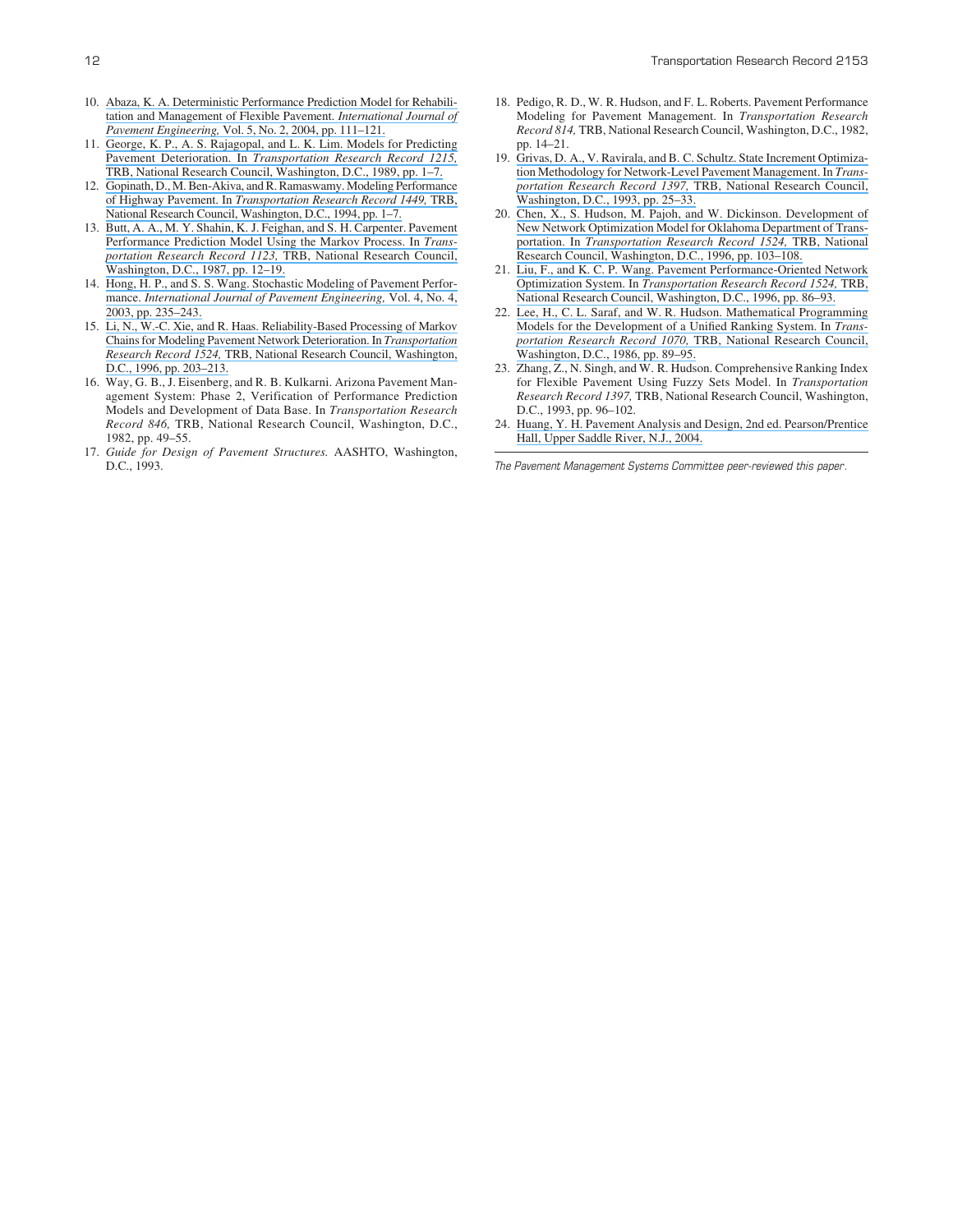10. Abaza, K. A. Deterministic Performance Prediction Model for Rehabilitation and Management of Flexible Pavement. *International Journal of Pavement Engineering,* Vol. 5, No. 2, 2004, pp. 111–121.
11. George, K. P., A. S. Rajagopal, and L. K. Lim. Models for Predicting Pavement Deterioration. In *Transportation Research Record 1215,* TRB, National Research Council, Washington, D.C., 1989, pp. 1–7.
12. Gopinath, D., M. Ben-Akiva, and R. Ramaswamy. Modeling Performance of Highway Pavement. In *Transportation Research Record 1449,* TRB, National Research Council, Washington, D.C., 1994, pp. 1–7.
13. Butt, A. A., M. Y. Shahin, K. J. Feighan, and S. H. Carpenter. Pavement Performance Prediction Model Using the Markov Process. In *Transportation Research Record 1123,* TRB, National Research Council, Washington, D.C., 1987, pp. 12–19.
14. Hong, H. P., and S. S. Wang. Stochastic Modeling of Pavement Performance. *International Journal of Pavement Engineering,* Vol. 4, No. 4, 2003, pp. 235–243.
15. Li, N., W.-C. Xie, and R. Haas. Reliability-Based Processing of Markov Chains for Modeling Pavement Network Deterioration. In *Transportation Research Record 1524,* TRB, National Research Council, Washington, D.C., 1996, pp. 203–213.
16. Way, G. B., J. Eisenberg, and R. B. Kulkarni. Arizona Pavement Management System: Phase 2, Verification of Performance Prediction Models and Development of Data Base. In *Transportation Research Record 846,* TRB, National Research Council, Washington, D.C., 1982, pp. 49–55.
17. *Guide for Design of Pavement Structures.* AASHTO, Washington, D.C., 1993.
18. Pedigo, R. D., W. R. Hudson, and F. L. Roberts. Pavement Performance Modeling for Pavement Management. In *Transportation Research Record 814,* TRB, National Research Council, Washington, D.C., 1982, pp. 14–21.
19. Grivas, D. A., V. Ravirala, and B. C. Schultz. State Increment Optimization Methodology for Network-Level Pavement Management. In *Transportation Research Record 1397,* TRB, National Research Council, Washington, D.C., 1993, pp. 25–33.
20. Chen, X., S. Hudson, M. Pajoh, and W. Dickinson. Development of New Network Optimization Model for Oklahoma Department of Transportation. In *Transportation Research Record 1524,* TRB, National Research Council, Washington, D.C., 1996, pp. 103–108.
21. Liu, F., and K. C. P. Wang. Pavement Performance-Oriented Network Optimization System. In *Transportation Research Record 1524,* TRB, National Research Council, Washington, D.C., 1996, pp. 86–93.
22. Lee, H., C. L. Saraf, and W. R. Hudson. Mathematical Programming Models for the Development of a Unified Ranking System. In *Transportation Research Record 1070,* TRB, National Research Council, Washington, D.C., 1986, pp. 89–95.
23. Zhang, Z., N. Singh, and W. R. Hudson. Comprehensive Ranking Index for Flexible Pavement Using Fuzzy Sets Model. In *Transportation Research Record 1397,* TRB, National Research Council, Washington, D.C., 1993, pp. 96–102.
24. Huang, Y. H. Pavement Analysis and Design, 2nd ed. Pearson/Prentice Hall, Upper Saddle River, N.J., 2004.

*The Pavement Management Systems Committee peer-reviewed this paper.*